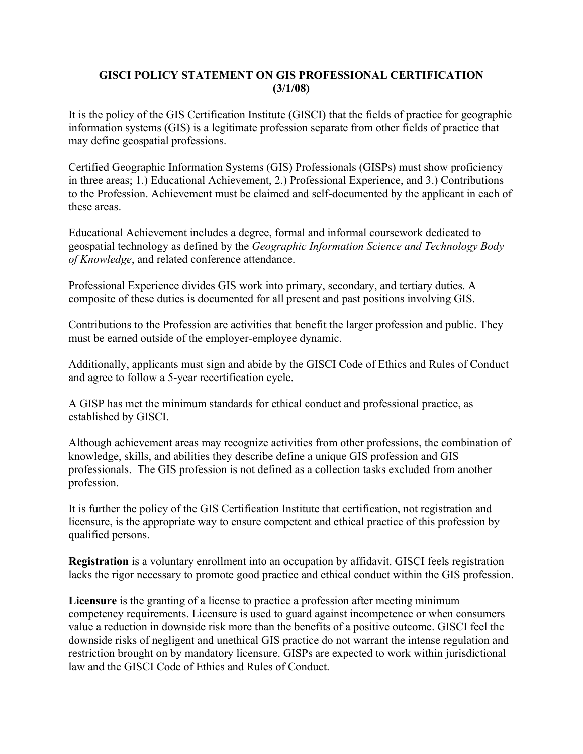# GISCI POLICY STATEMENT ON GIS PROFESSIONAL CERTIFICATION (3/1/08)

It is the policy of the GIS Certification Institute (GISCI) that the fields of practice for geographic information systems (GIS) is a legitimate profession separate from other fields of practice that may define geospatial professions.

Certified Geographic Information Systems (GIS) Professionals (GISPs) must show proficiency in three areas; 1.) Educational Achievement, 2.) Professional Experience, and 3.) Contributions to the Profession. Achievement must be claimed and self-documented by the applicant in each of these areas.

Educational Achievement includes a degree, formal and informal coursework dedicated to geospatial technology as defined by the *Geographic Information Science and Technology Body of Knowledge*, and related conference attendance.

Professional Experience divides GIS work into primary, secondary, and tertiary duties. A composite of these duties is documented for all present and past positions involving GIS.

Contributions to the Profession are activities that benefit the larger profession and public. They must be earned outside of the employer-employee dynamic.

Additionally, applicants must sign and abide by the GISCI Code of Ethics and Rules of Conduct and agree to follow a 5-year recertification cycle.

A GISP has met the minimum standards for ethical conduct and professional practice, as established by GISCI.

Although achievement areas may recognize activities from other professions, the combination of knowledge, skills, and abilities they describe define a unique GIS profession and GIS professionals. The GIS profession is not defined as a collection tasks excluded from another profession.

It is further the policy of the GIS Certification Institute that certification, not registration and licensure, is the appropriate way to ensure competent and ethical practice of this profession by qualified persons.

**Registration** is a voluntary enrollment into an occupation by affidavit. GISCI feels registration lacks the rigor necessary to promote good practice and ethical conduct within the GIS profession.

**Licensure** is the granting of a license to practice a profession after meeting minimum competency requirements. Licensure is used to guard against incompetence or when consumers value a reduction in downside risk more than the benefits of a positive outcome. GISCI feel the downside risks of negligent and unethical GIS practice do not warrant the intense regulation and restriction brought on by mandatory licensure. GISPs are expected to work within jurisdictional law and the GISCI Code of Ethics and Rules of Conduct.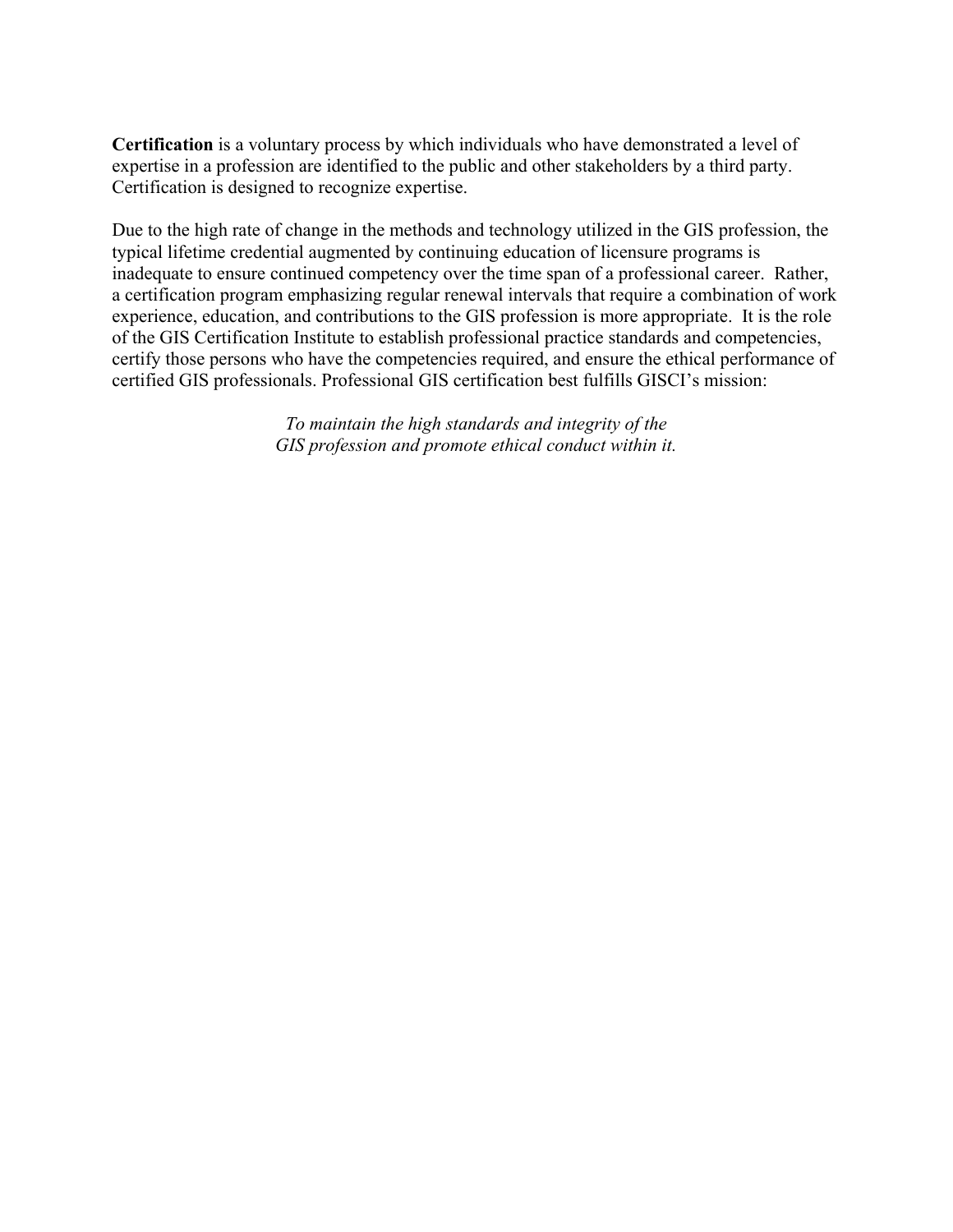**Certification** is a voluntary process by which individuals who have demonstrated a level of expertise in a profession are identified to the public and other stakeholders by a third party. Certification is designed to recognize expertise.

Due to the high rate of change in the methods and technology utilized in the GIS profession, the typical lifetime credential augmented by continuing education of licensure programs is inadequate to ensure continued competency over the time span of a professional career. Rather, a certification program emphasizing regular renewal intervals that require a combination of work experience, education, and contributions to the GIS profession is more appropriate. It is the role of the GIS Certification Institute to establish professional practice standards and competencies, certify those persons who have the competencies required, and ensure the ethical performance of certified GIS professionals. Professional GIS certification best fulfills GISCI's mission:

*To maintain the high standards and integrity of the GIS profession and promote ethical conduct within it.*